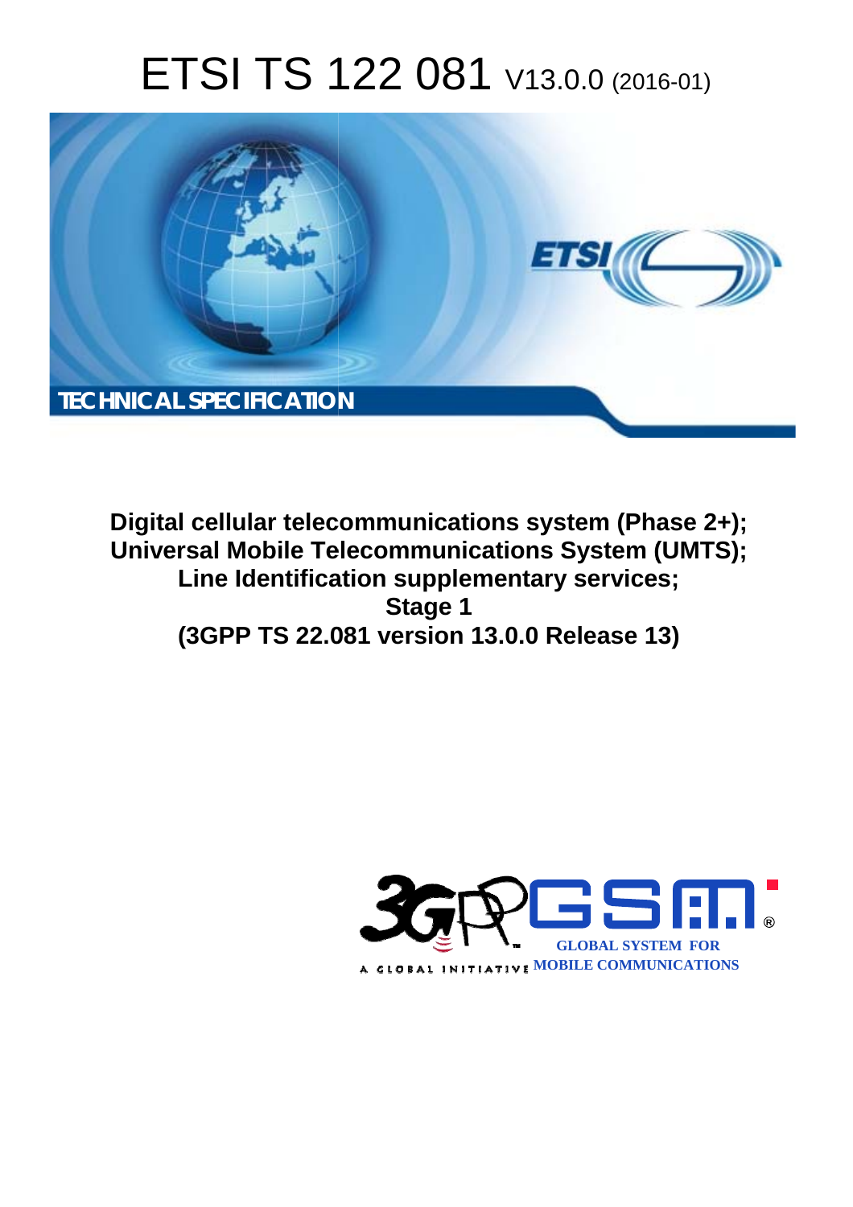# ETSI TS 122 081 V13.0.0 (2016-01)

TECHNICAL SPECIFICATION

**Digital cellular telecommunications system (Phase 2+); Universal Mobile Telecommunications System (UMTS); Line Identification supplementary services; Stage 1 (3GPP TS 22.081 version 13.0.0 Release 13)**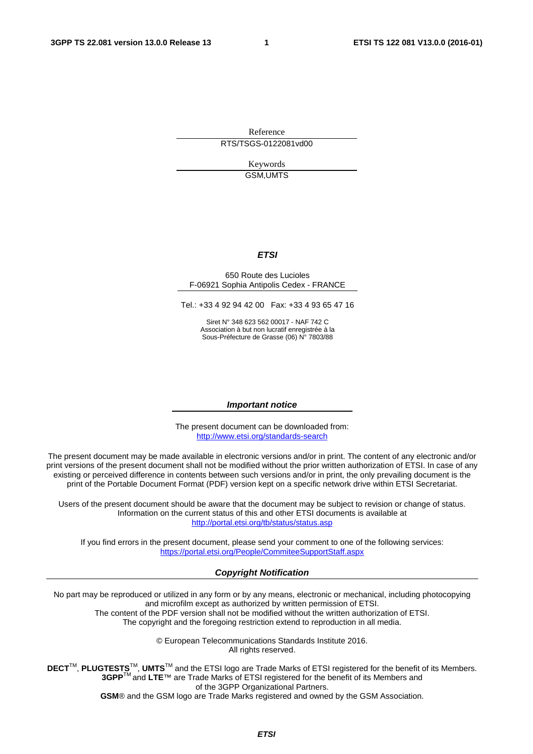Reference

RTS/TSGS-0122081vd00

Keywords

GSM,UMTS

***ETSI***

650 Route des Lucioles
F-06921 Sophia Antipolis Cedex - FRANCE

Tel.: +33 4 92 94 42 00 Fax: +33 4 93 65 47 16

Siret N° 348 623 562 00017 - NAF 742 C
Association à but non lucratif enregistrée à la
Sous-Préfecture de Grasse (06) N° 7803/88

***Important notice***

The present document can be downloaded from:
http://www.etsi.org/standards-search

The present document may be made available in electronic versions and/or in print. The content of any electronic and/or print versions of the present document shall not be modified without the prior written authorization of ETSI. In case of any existing or perceived difference in contents between such versions and/or in print, the only prevailing document is the print of the Portable Document Format (PDF) version kept on a specific network drive within ETSI Secretariat.

Users of the present document should be aware that the document may be subject to revision or change of status. Information on the current status of this and other ETSI documents is available at
http://portal.etsi.org/tb/status/status.asp

If you find errors in the present document, please send your comment to one of the following services:
https://portal.etsi.org/People/CommiteeSupportStaff.aspx

***Copyright Notification***

No part may be reproduced or utilized in any form or by any means, electronic or mechanical, including photocopying and microfilm except as authorized by written permission of ETSI.
The content of the PDF version shall not be modified without the written authorization of ETSI.
The copyright and the foregoing restriction extend to reproduction in all media.

© European Telecommunications Standards Institute 2016.
All rights reserved.

**DECT**™, **PLUGTESTS**™, **UMTS**™ and the ETSI logo are Trade Marks of ETSI registered for the benefit of its Members.
**3GPP**™ and **LTE**™ are Trade Marks of ETSI registered for the benefit of its Members and of the 3GPP Organizational Partners.
**GSM**® and the GSM logo are Trade Marks registered and owned by the GSM Association.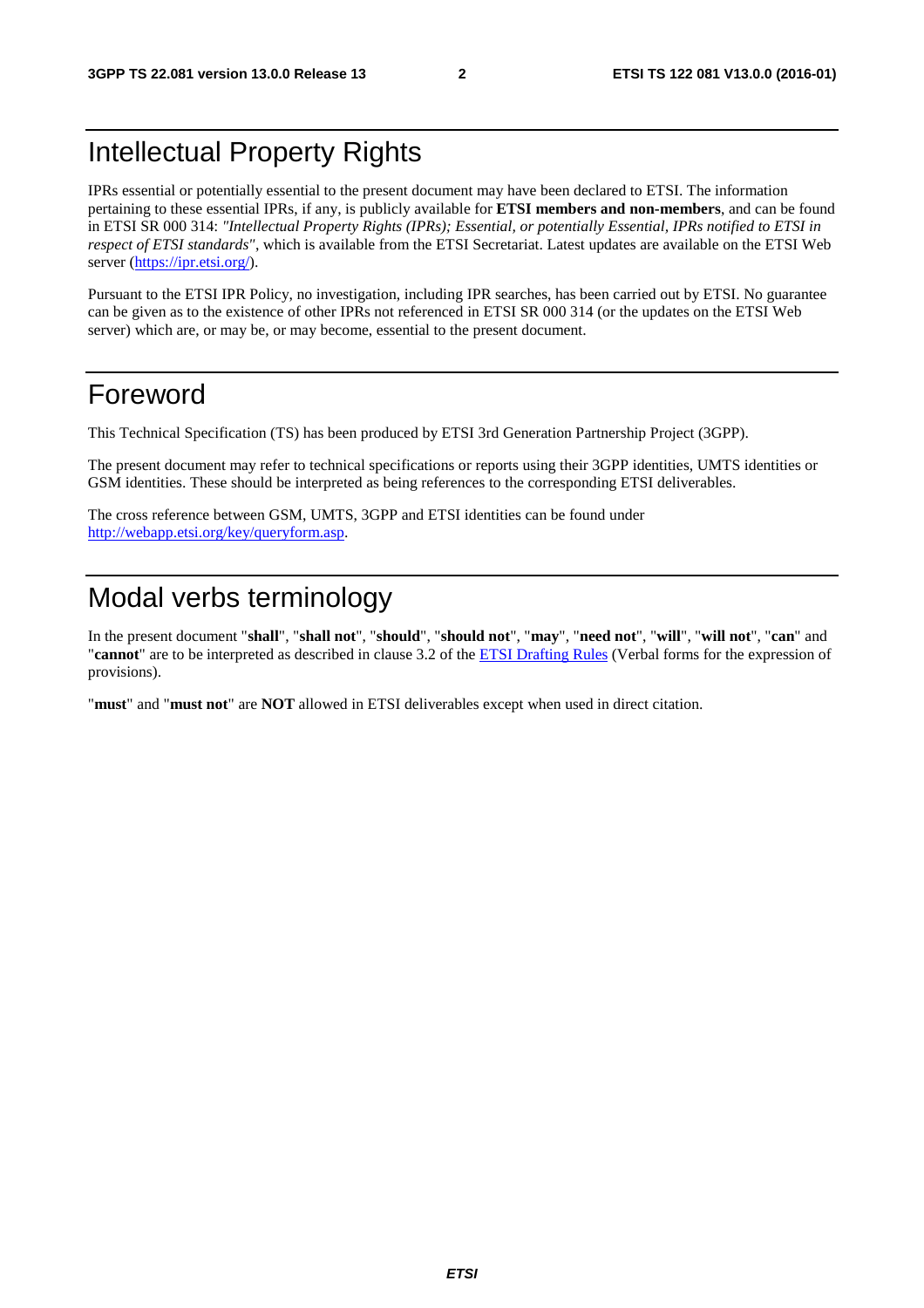# Intellectual Property Rights

IPRs essential or potentially essential to the present document may have been declared to ETSI. The information pertaining to these essential IPRs, if any, is publicly available for **ETSI members and non-members**, and can be found in ETSI SR 000 314: *"Intellectual Property Rights (IPRs); Essential, or potentially Essential, IPRs notified to ETSI in respect of ETSI standards"*, which is available from the ETSI Secretariat. Latest updates are available on the ETSI Web server (https://ipr.etsi.org/).

Pursuant to the ETSI IPR Policy, no investigation, including IPR searches, has been carried out by ETSI. No guarantee can be given as to the existence of other IPRs not referenced in ETSI SR 000 314 (or the updates on the ETSI Web server) which are, or may be, or may become, essential to the present document.

# Foreword

This Technical Specification (TS) has been produced by ETSI 3rd Generation Partnership Project (3GPP).

The present document may refer to technical specifications or reports using their 3GPP identities, UMTS identities or GSM identities. These should be interpreted as being references to the corresponding ETSI deliverables.

The cross reference between GSM, UMTS, 3GPP and ETSI identities can be found under http://webapp.etsi.org/key/queryform.asp.

# Modal verbs terminology

In the present document "**shall**", "**shall not**", "**should**", "**should not**", "**may**", "**need not**", "**will**", "**will not**", "**can**" and "**cannot**" are to be interpreted as described in clause 3.2 of the ETSI Drafting Rules (Verbal forms for the expression of provisions).

"**must**" and "**must not**" are **NOT** allowed in ETSI deliverables except when used in direct citation.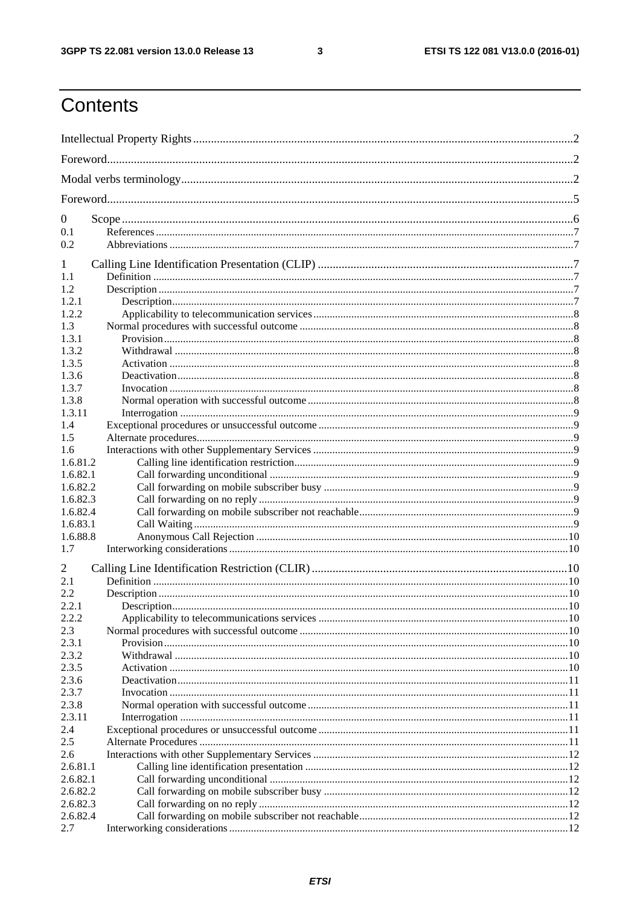# Contents

Intellectual Property Rights ..... 2
Foreword ..... 2
Modal verbs terminology ..... 2
Foreword ..... 5
0 Scope ..... 6
0.1 References ..... 7
0.2 Abbreviations ..... 7
1 Calling Line Identification Presentation (CLIP) ..... 7
1.1 Definition ..... 7
1.2 Description ..... 7
1.2.1 Description ..... 7
1.2.2 Applicability to telecommunication services ..... 8
1.3 Normal procedures with successful outcome ..... 8
1.3.1 Provision ..... 8
1.3.2 Withdrawal ..... 8
1.3.5 Activation ..... 8
1.3.6 Deactivation ..... 8
1.3.7 Invocation ..... 8
1.3.8 Normal operation with successful outcome ..... 8
1.3.11 Interrogation ..... 9
1.4 Exceptional procedures or unsuccessful outcome ..... 9
1.5 Alternate procedures ..... 9
1.6 Interactions with other Supplementary Services ..... 9
1.6.81.2 Calling line identification restriction ..... 9
1.6.82.1 Call forwarding unconditional ..... 9
1.6.82.2 Call forwarding on mobile subscriber busy ..... 9
1.6.82.3 Call forwarding on no reply ..... 9
1.6.82.4 Call forwarding on mobile subscriber not reachable ..... 9
1.6.83.1 Call Waiting ..... 9
1.6.88.8 Anonymous Call Rejection ..... 10
1.7 Interworking considerations ..... 10
2 Calling Line Identification Restriction (CLIR) ..... 10
2.1 Definition ..... 10
2.2 Description ..... 10
2.2.1 Description ..... 10
2.2.2 Applicability to telecommunications services ..... 10
2.3 Normal procedures with successful outcome ..... 10
2.3.1 Provision ..... 10
2.3.2 Withdrawal ..... 10
2.3.5 Activation ..... 10
2.3.6 Deactivation ..... 11
2.3.7 Invocation ..... 11
2.3.8 Normal operation with successful outcome ..... 11
2.3.11 Interrogation ..... 11
2.4 Exceptional procedures or unsuccessful outcome ..... 11
2.5 Alternate Procedures ..... 11
2.6 Interactions with other Supplementary Services ..... 12
2.6.81.1 Calling line identification presentation ..... 12
2.6.82.1 Call forwarding unconditional ..... 12
2.6.82.2 Call forwarding on mobile subscriber busy ..... 12
2.6.82.3 Call forwarding on no reply ..... 12
2.6.82.4 Call forwarding on mobile subscriber not reachable ..... 12
2.7 Interworking considerations ..... 12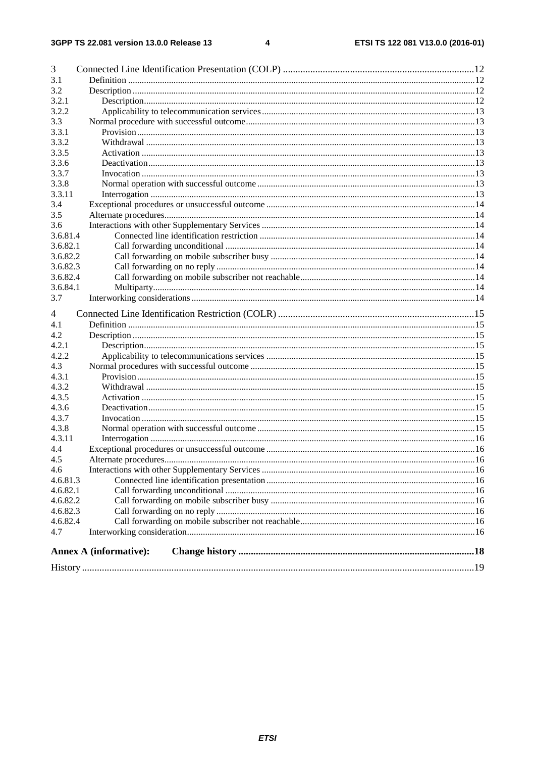3 Connected Line Identification Presentation (COLP) ....................................................................................12
3.1 Definition ...........................................................................................................................................................12
3.2 Description .........................................................................................................................................................12
3.2.1 Description....................................................................................................................................................12
3.2.2 Applicability to telecommunication services ...............................................................................................13
3.3 Normal procedure with successful outcome ......................................................................................................13
3.3.1 Provision ......................................................................................................................................................13
3.3.2 Withdrawal ..................................................................................................................................................13
3.3.5 Activation ....................................................................................................................................................13
3.3.6 Deactivation .................................................................................................................................................13
3.3.7 Invocation ....................................................................................................................................................13
3.3.8 Normal operation with successful outcome .................................................................................................13
3.3.11 Interrogation ................................................................................................................................................13
3.4 Exceptional procedures or unsuccessful outcome .............................................................................................14
3.5 Alternate procedures..........................................................................................................................................14
3.6 Interactions with other Supplementary Services ...............................................................................................14
3.6.81.4 Connected line identification restriction ................................................................................................14
3.6.82.1 Call forwarding unconditional ...............................................................................................................14
3.6.82.2 Call forwarding on mobile subscriber busy ............................................................................................14
3.6.82.3 Call forwarding on no reply ...................................................................................................................14
3.6.82.4 Call forwarding on mobile subscriber not reachable ..............................................................................14
3.6.84.1 Multiparty...............................................................................................................................................14
3.7 Interworking considerations .............................................................................................................................14

4 Connected Line Identification Restriction (COLR) .....................................................................................15
4.1 Definition ...........................................................................................................................................................15
4.2 Description .........................................................................................................................................................15
4.2.1 Description....................................................................................................................................................15
4.2.2 Applicability to telecommunications services .............................................................................................15
4.3 Normal procedures with successful outcome ....................................................................................................15
4.3.1 Provision ......................................................................................................................................................15
4.3.2 Withdrawal ..................................................................................................................................................15
4.3.5 Activation ....................................................................................................................................................15
4.3.6 Deactivation .................................................................................................................................................15
4.3.7 Invocation ....................................................................................................................................................15
4.3.8 Normal operation with successful outcome .................................................................................................15
4.3.11 Interrogation ................................................................................................................................................16
4.4 Exceptional procedures or unsuccessful outcome .............................................................................................16
4.5 Alternate procedures..........................................................................................................................................16
4.6 Interactions with other Supplementary Services ...............................................................................................16
4.6.81.3 Connected line identification presentation .............................................................................................16
4.6.82.1 Call forwarding unconditional ...............................................................................................................16
4.6.82.2 Call forwarding on mobile subscriber busy ............................................................................................16
4.6.82.3 Call forwarding on no reply ...................................................................................................................16
4.6.82.4 Call forwarding on mobile subscriber not reachable ..............................................................................16
4.7 Interworking consideration...............................................................................................................................16

**Annex A (informative): Change history ...............................................................................................18**

History ..............................................................................................................................................................19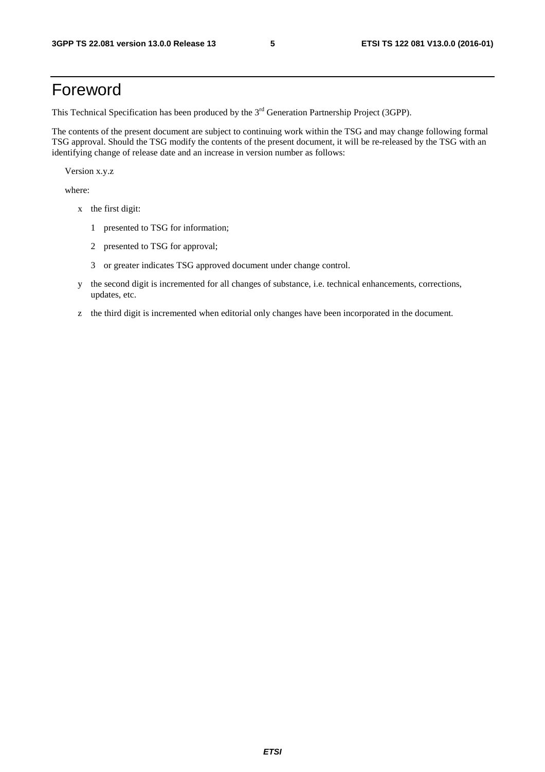# Foreword

This Technical Specification has been produced by the 3rd Generation Partnership Project (3GPP).

The contents of the present document are subject to continuing work within the TSG and may change following formal TSG approval. Should the TSG modify the contents of the present document, it will be re-released by the TSG with an identifying change of release date and an increase in version number as follows:

Version x.y.z

where:

- x the first digit:
  - 1 presented to TSG for information;
  - 2 presented to TSG for approval;
  - 3 or greater indicates TSG approved document under change control.
- y the second digit is incremented for all changes of substance, i.e. technical enhancements, corrections, updates, etc.
- z the third digit is incremented when editorial only changes have been incorporated in the document.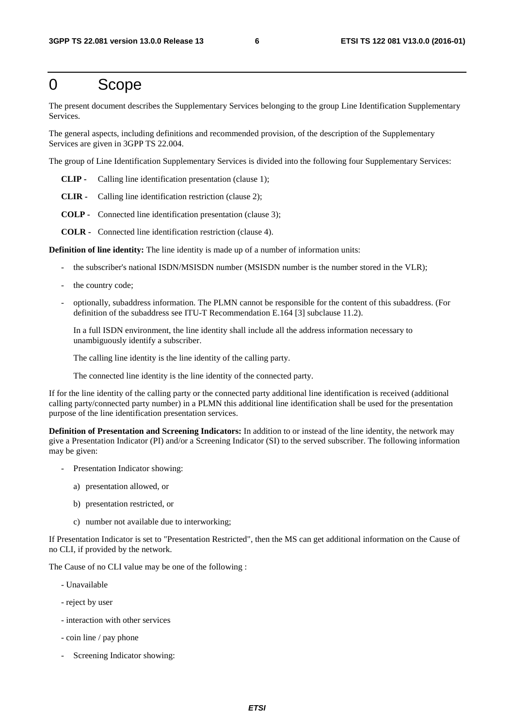# 0 Scope

The present document describes the Supplementary Services belonging to the group Line Identification Supplementary Services.

The general aspects, including definitions and recommended provision, of the description of the Supplementary Services are given in 3GPP TS 22.004.

The group of Line Identification Supplementary Services is divided into the following four Supplementary Services:

**CLIP -** Calling line identification presentation (clause 1);

**CLIR -** Calling line identification restriction (clause 2);

**COLP -** Connected line identification presentation (clause 3);

**COLR -** Connected line identification restriction (clause 4).

**Definition of line identity:** The line identity is made up of a number of information units:

- the subscriber's national ISDN/MSISDN number (MSISDN number is the number stored in the VLR);
- the country code;
- optionally, subaddress information. The PLMN cannot be responsible for the content of this subaddress. (For definition of the subaddress see ITU-T Recommendation E.164 [3] subclause 11.2).

  In a full ISDN environment, the line identity shall include all the address information necessary to unambiguously identify a subscriber.

  The calling line identity is the line identity of the calling party.

  The connected line identity is the line identity of the connected party.

If for the line identity of the calling party or the connected party additional line identification is received (additional calling party/connected party number) in a PLMN this additional line identification shall be used for the presentation purpose of the line identification presentation services.

**Definition of Presentation and Screening Indicators:** In addition to or instead of the line identity, the network may give a Presentation Indicator (PI) and/or a Screening Indicator (SI) to the served subscriber. The following information may be given:

- Presentation Indicator showing:
  a) presentation allowed, or
  b) presentation restricted, or
  c) number not available due to interworking;

If Presentation Indicator is set to "Presentation Restricted", then the MS can get additional information on the Cause of no CLI, if provided by the network.

The Cause of no CLI value may be one of the following :

- Unavailable
- reject by user
- interaction with other services
- coin line / pay phone

- Screening Indicator showing: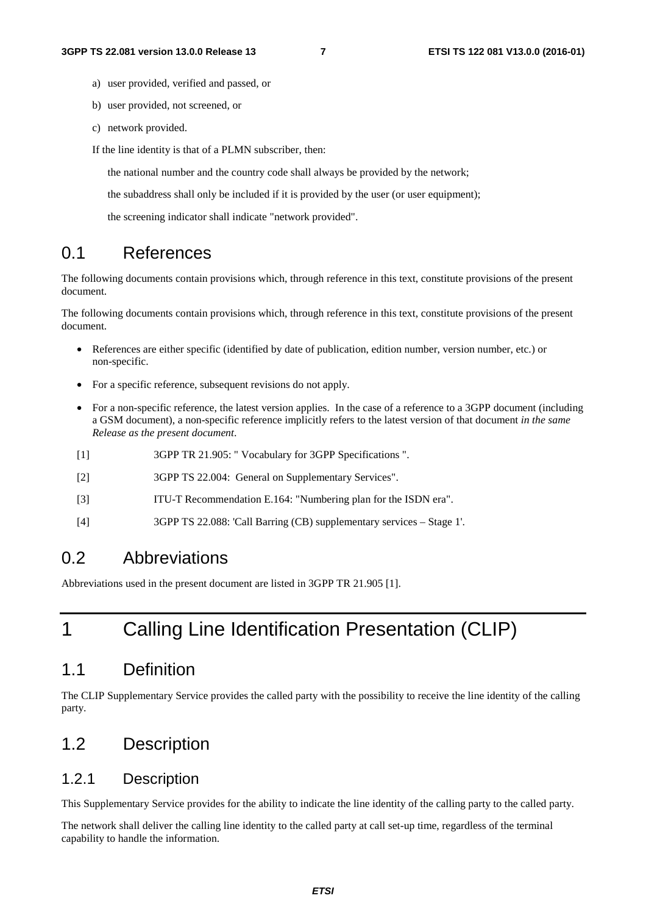a) user provided, verified and passed, or

b) user provided, not screened, or

c) network provided.

If the line identity is that of a PLMN subscriber, then:

the national number and the country code shall always be provided by the network;

the subaddress shall only be included if it is provided by the user (or user equipment);

the screening indicator shall indicate "network provided".

## 0.1 References

The following documents contain provisions which, through reference in this text, constitute provisions of the present document.

The following documents contain provisions which, through reference in this text, constitute provisions of the present document.

- References are either specific (identified by date of publication, edition number, version number, etc.) or non-specific.
- For a specific reference, subsequent revisions do not apply.
- For a non-specific reference, the latest version applies. In the case of a reference to a 3GPP document (including a GSM document), a non-specific reference implicitly refers to the latest version of that document *in the same Release as the present document*.

[1] 3GPP TR 21.905: " Vocabulary for 3GPP Specifications ".

[2] 3GPP TS 22.004: General on Supplementary Services".

[3] ITU-T Recommendation E.164: "Numbering plan for the ISDN era".

[4] 3GPP TS 22.088: 'Call Barring (CB) supplementary services – Stage 1'.

## 0.2 Abbreviations

Abbreviations used in the present document are listed in 3GPP TR 21.905 [1].

# 1 Calling Line Identification Presentation (CLIP)

## 1.1 Definition

The CLIP Supplementary Service provides the called party with the possibility to receive the line identity of the calling party.

## 1.2 Description

### 1.2.1 Description

This Supplementary Service provides for the ability to indicate the line identity of the calling party to the called party.

The network shall deliver the calling line identity to the called party at call set-up time, regardless of the terminal capability to handle the information.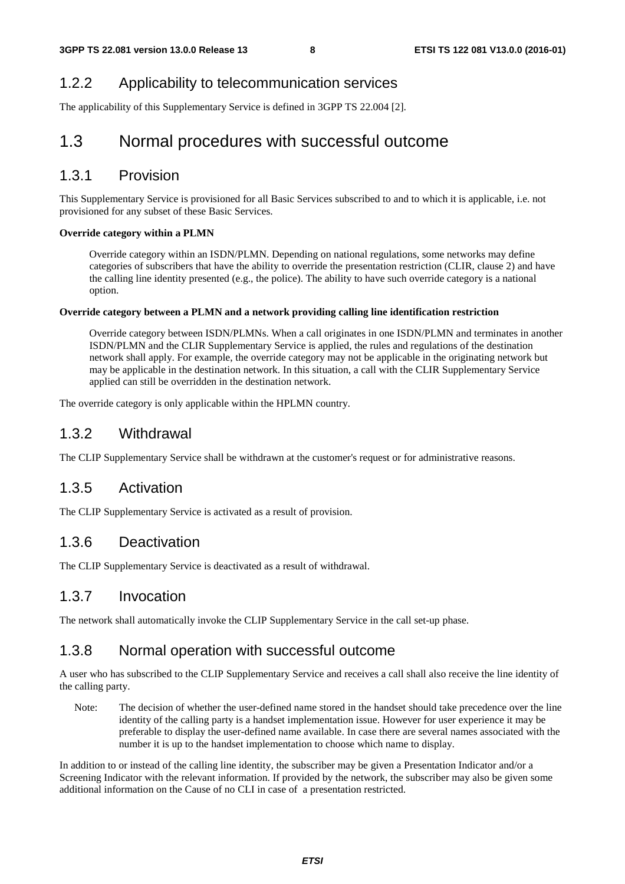### 1.2.2 Applicability to telecommunication services

The applicability of this Supplementary Service is defined in 3GPP TS 22.004 [2].

## 1.3 Normal procedures with successful outcome

### 1.3.1 Provision

This Supplementary Service is provisioned for all Basic Services subscribed to and to which it is applicable, i.e. not provisioned for any subset of these Basic Services.

**Override category within a PLMN**

Override category within an ISDN/PLMN. Depending on national regulations, some networks may define categories of subscribers that have the ability to override the presentation restriction (CLIR, clause 2) and have the calling line identity presented (e.g., the police). The ability to have such override category is a national option.

**Override category between a PLMN and a network providing calling line identification restriction**

Override category between ISDN/PLMNs. When a call originates in one ISDN/PLMN and terminates in another ISDN/PLMN and the CLIR Supplementary Service is applied, the rules and regulations of the destination network shall apply. For example, the override category may not be applicable in the originating network but may be applicable in the destination network. In this situation, a call with the CLIR Supplementary Service applied can still be overridden in the destination network.

The override category is only applicable within the HPLMN country.

### 1.3.2 Withdrawal

The CLIP Supplementary Service shall be withdrawn at the customer's request or for administrative reasons.

### 1.3.5 Activation

The CLIP Supplementary Service is activated as a result of provision.

### 1.3.6 Deactivation

The CLIP Supplementary Service is deactivated as a result of withdrawal.

### 1.3.7 Invocation

The network shall automatically invoke the CLIP Supplementary Service in the call set-up phase.

### 1.3.8 Normal operation with successful outcome

A user who has subscribed to the CLIP Supplementary Service and receives a call shall also receive the line identity of the calling party.

Note: The decision of whether the user-defined name stored in the handset should take precedence over the line identity of the calling party is a handset implementation issue. However for user experience it may be preferable to display the user-defined name available. In case there are several names associated with the number it is up to the handset implementation to choose which name to display.

In addition to or instead of the calling line identity, the subscriber may be given a Presentation Indicator and/or a Screening Indicator with the relevant information. If provided by the network, the subscriber may also be given some additional information on the Cause of no CLI in case of a presentation restricted.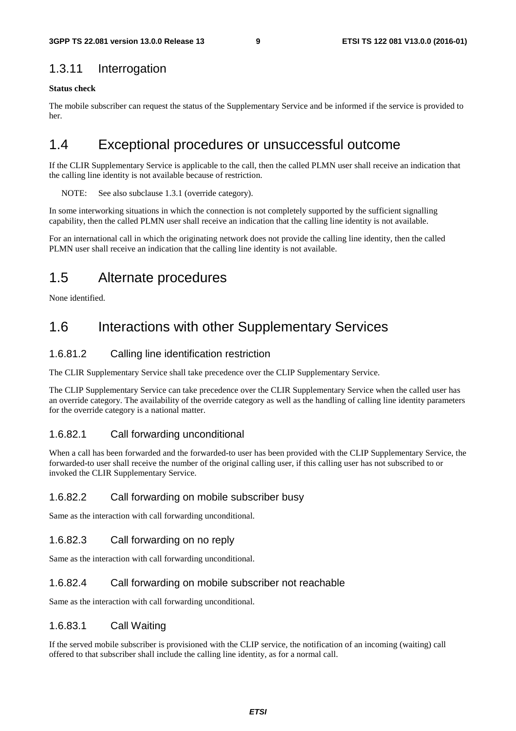### 1.3.11 Interrogation

**Status check**

The mobile subscriber can request the status of the Supplementary Service and be informed if the service is provided to her.

## 1.4 Exceptional procedures or unsuccessful outcome

If the CLIR Supplementary Service is applicable to the call, then the called PLMN user shall receive an indication that the calling line identity is not available because of restriction.

NOTE: See also subclause 1.3.1 (override category).

In some interworking situations in which the connection is not completely supported by the sufficient signalling capability, then the called PLMN user shall receive an indication that the calling line identity is not available.

For an international call in which the originating network does not provide the calling line identity, then the called PLMN user shall receive an indication that the calling line identity is not available.

## 1.5 Alternate procedures

None identified.

## 1.6 Interactions with other Supplementary Services

### 1.6.81.2 Calling line identification restriction

The CLIR Supplementary Service shall take precedence over the CLIP Supplementary Service.

The CLIP Supplementary Service can take precedence over the CLIR Supplementary Service when the called user has an override category. The availability of the override category as well as the handling of calling line identity parameters for the override category is a national matter.

### 1.6.82.1 Call forwarding unconditional

When a call has been forwarded and the forwarded-to user has been provided with the CLIP Supplementary Service, the forwarded-to user shall receive the number of the original calling user, if this calling user has not subscribed to or invoked the CLIR Supplementary Service.

### 1.6.82.2 Call forwarding on mobile subscriber busy

Same as the interaction with call forwarding unconditional.

### 1.6.82.3 Call forwarding on no reply

Same as the interaction with call forwarding unconditional.

### 1.6.82.4 Call forwarding on mobile subscriber not reachable

Same as the interaction with call forwarding unconditional.

### 1.6.83.1 Call Waiting

If the served mobile subscriber is provisioned with the CLIP service, the notification of an incoming (waiting) call offered to that subscriber shall include the calling line identity, as for a normal call.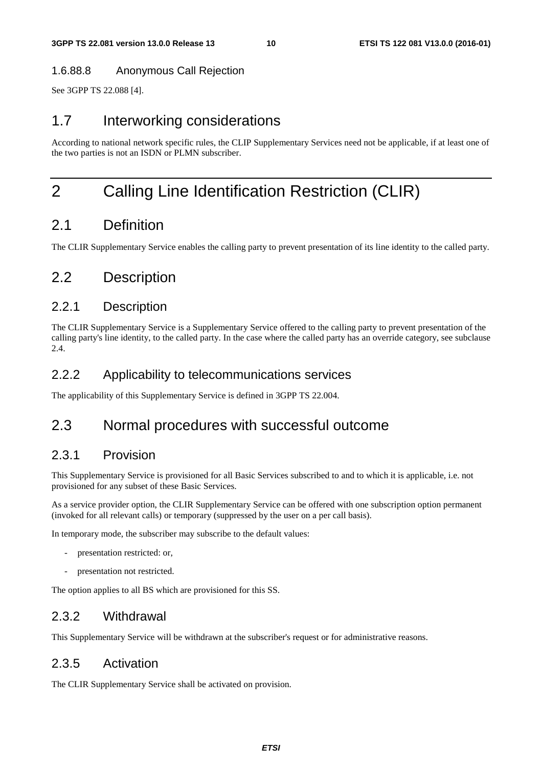#### 1.6.88.8 Anonymous Call Rejection

See 3GPP TS 22.088 [4].

## 1.7 Interworking considerations

According to national network specific rules, the CLIP Supplementary Services need not be applicable, if at least one of the two parties is not an ISDN or PLMN subscriber.

# 2 Calling Line Identification Restriction (CLIR)

## 2.1 Definition

The CLIR Supplementary Service enables the calling party to prevent presentation of its line identity to the called party.

## 2.2 Description

### 2.2.1 Description

The CLIR Supplementary Service is a Supplementary Service offered to the calling party to prevent presentation of the calling party's line identity, to the called party. In the case where the called party has an override category, see subclause 2.4.

### 2.2.2 Applicability to telecommunications services

The applicability of this Supplementary Service is defined in 3GPP TS 22.004.

## 2.3 Normal procedures with successful outcome

### 2.3.1 Provision

This Supplementary Service is provisioned for all Basic Services subscribed to and to which it is applicable, i.e. not provisioned for any subset of these Basic Services.

As a service provider option, the CLIR Supplementary Service can be offered with one subscription option permanent (invoked for all relevant calls) or temporary (suppressed by the user on a per call basis).

In temporary mode, the subscriber may subscribe to the default values:

- presentation restricted: or,
- presentation not restricted.

The option applies to all BS which are provisioned for this SS.

### 2.3.2 Withdrawal

This Supplementary Service will be withdrawn at the subscriber's request or for administrative reasons.

### 2.3.5 Activation

The CLIR Supplementary Service shall be activated on provision.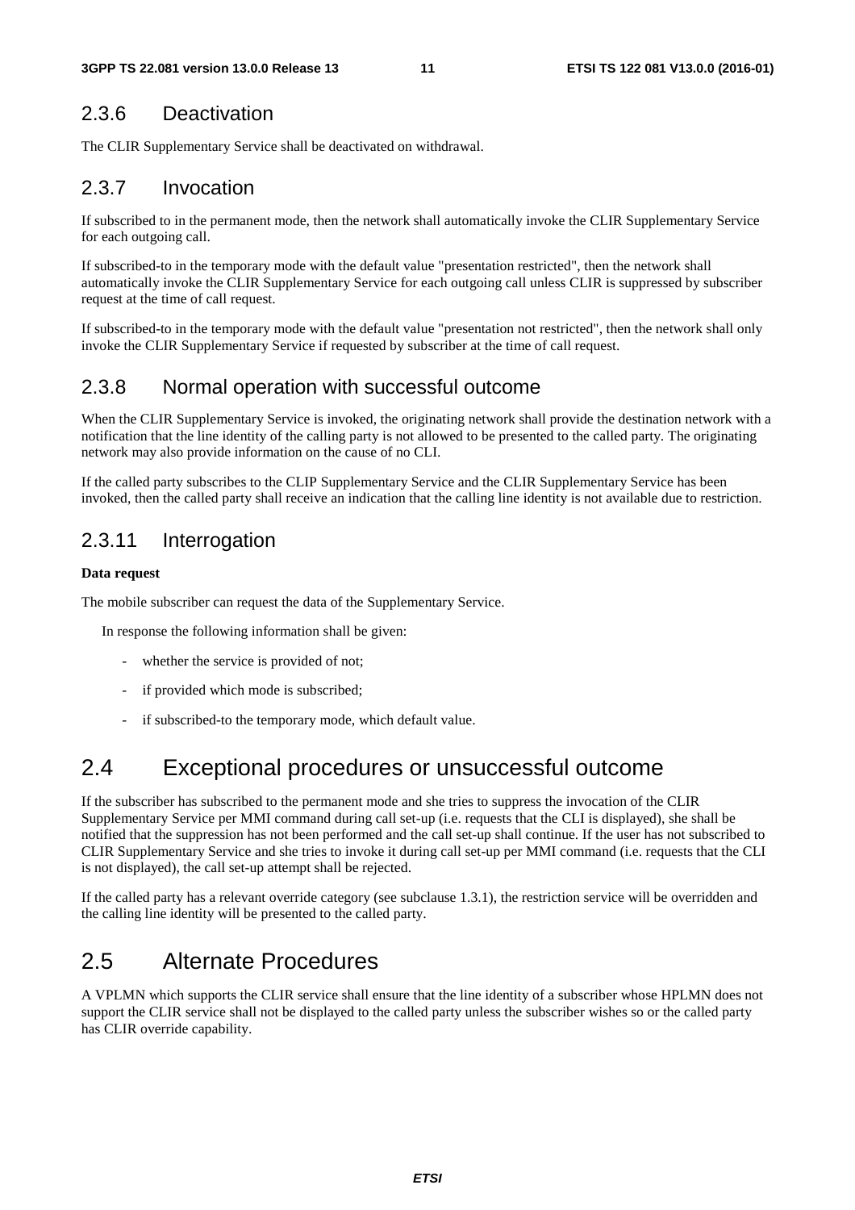### 2.3.6 Deactivation

The CLIR Supplementary Service shall be deactivated on withdrawal.

### 2.3.7 Invocation

If subscribed to in the permanent mode, then the network shall automatically invoke the CLIR Supplementary Service for each outgoing call.

If subscribed-to in the temporary mode with the default value "presentation restricted", then the network shall automatically invoke the CLIR Supplementary Service for each outgoing call unless CLIR is suppressed by subscriber request at the time of call request.

If subscribed-to in the temporary mode with the default value "presentation not restricted", then the network shall only invoke the CLIR Supplementary Service if requested by subscriber at the time of call request.

### 2.3.8 Normal operation with successful outcome

When the CLIR Supplementary Service is invoked, the originating network shall provide the destination network with a notification that the line identity of the calling party is not allowed to be presented to the called party. The originating network may also provide information on the cause of no CLI.

If the called party subscribes to the CLIP Supplementary Service and the CLIR Supplementary Service has been invoked, then the called party shall receive an indication that the calling line identity is not available due to restriction.

### 2.3.11 Interrogation

**Data request**

The mobile subscriber can request the data of the Supplementary Service.

In response the following information shall be given:

- whether the service is provided of not;
- if provided which mode is subscribed;
- if subscribed-to the temporary mode, which default value.

## 2.4 Exceptional procedures or unsuccessful outcome

If the subscriber has subscribed to the permanent mode and she tries to suppress the invocation of the CLIR Supplementary Service per MMI command during call set-up (i.e. requests that the CLI is displayed), she shall be notified that the suppression has not been performed and the call set-up shall continue. If the user has not subscribed to CLIR Supplementary Service and she tries to invoke it during call set-up per MMI command (i.e. requests that the CLI is not displayed), the call set-up attempt shall be rejected.

If the called party has a relevant override category (see subclause 1.3.1), the restriction service will be overridden and the calling line identity will be presented to the called party.

## 2.5 Alternate Procedures

A VPLMN which supports the CLIR service shall ensure that the line identity of a subscriber whose HPLMN does not support the CLIR service shall not be displayed to the called party unless the subscriber wishes so or the called party has CLIR override capability.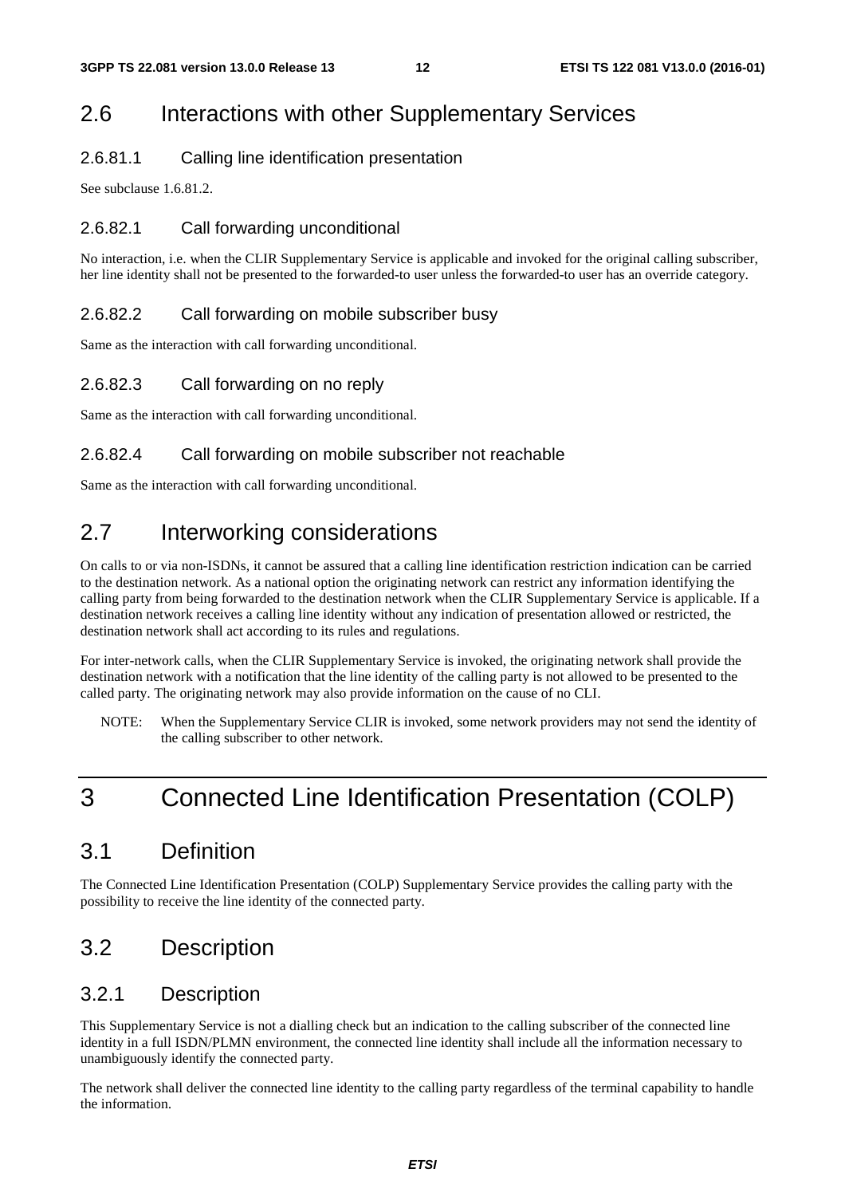## 2.6 Interactions with other Supplementary Services

### 2.6.81.1 Calling line identification presentation

See subclause 1.6.81.2.

### 2.6.82.1 Call forwarding unconditional

No interaction, i.e. when the CLIR Supplementary Service is applicable and invoked for the original calling subscriber, her line identity shall not be presented to the forwarded-to user unless the forwarded-to user has an override category.

### 2.6.82.2 Call forwarding on mobile subscriber busy

Same as the interaction with call forwarding unconditional.

### 2.6.82.3 Call forwarding on no reply

Same as the interaction with call forwarding unconditional.

### 2.6.82.4 Call forwarding on mobile subscriber not reachable

Same as the interaction with call forwarding unconditional.

## 2.7 Interworking considerations

On calls to or via non-ISDNs, it cannot be assured that a calling line identification restriction indication can be carried to the destination network. As a national option the originating network can restrict any information identifying the calling party from being forwarded to the destination network when the CLIR Supplementary Service is applicable. If a destination network receives a calling line identity without any indication of presentation allowed or restricted, the destination network shall act according to its rules and regulations.

For inter-network calls, when the CLIR Supplementary Service is invoked, the originating network shall provide the destination network with a notification that the line identity of the calling party is not allowed to be presented to the called party. The originating network may also provide information on the cause of no CLI.

NOTE: When the Supplementary Service CLIR is invoked, some network providers may not send the identity of the calling subscriber to other network.

# 3 Connected Line Identification Presentation (COLP)

## 3.1 Definition

The Connected Line Identification Presentation (COLP) Supplementary Service provides the calling party with the possibility to receive the line identity of the connected party.

## 3.2 Description

### 3.2.1 Description

This Supplementary Service is not a dialling check but an indication to the calling subscriber of the connected line identity in a full ISDN/PLMN environment, the connected line identity shall include all the information necessary to unambiguously identify the connected party.

The network shall deliver the connected line identity to the calling party regardless of the terminal capability to handle the information.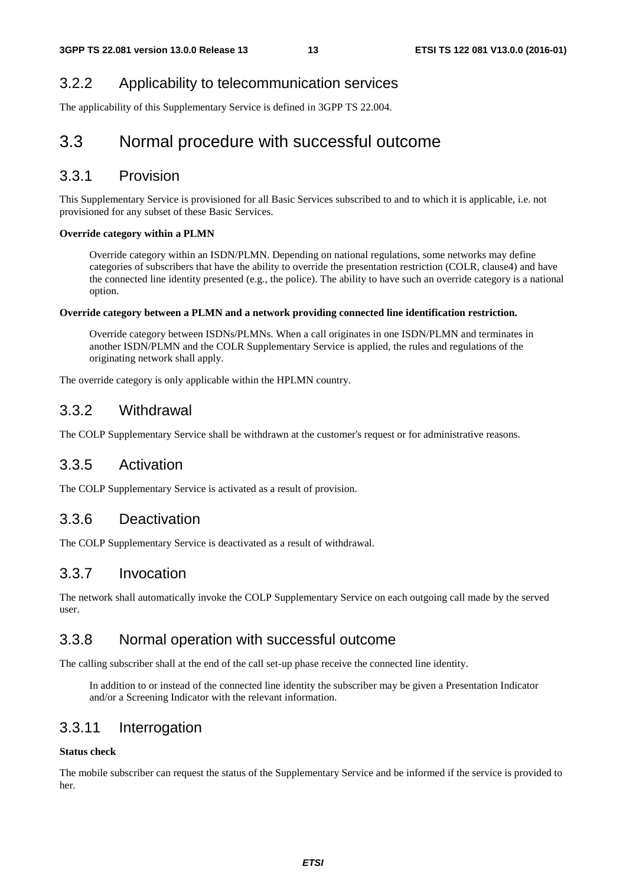### 3.2.2 Applicability to telecommunication services

The applicability of this Supplementary Service is defined in 3GPP TS 22.004.

## 3.3 Normal procedure with successful outcome

### 3.3.1 Provision

This Supplementary Service is provisioned for all Basic Services subscribed to and to which it is applicable, i.e. not provisioned for any subset of these Basic Services.

**Override category within a PLMN**

Override category within an ISDN/PLMN. Depending on national regulations, some networks may define categories of subscribers that have the ability to override the presentation restriction (COLR, clause4) and have the connected line identity presented (e.g., the police). The ability to have such an override category is a national option.

**Override category between a PLMN and a network providing connected line identification restriction.**

Override category between ISDNs/PLMNs. When a call originates in one ISDN/PLMN and terminates in another ISDN/PLMN and the COLR Supplementary Service is applied, the rules and regulations of the originating network shall apply.

The override category is only applicable within the HPLMN country.

### 3.3.2 Withdrawal

The COLP Supplementary Service shall be withdrawn at the customer's request or for administrative reasons.

### 3.3.5 Activation

The COLP Supplementary Service is activated as a result of provision.

### 3.3.6 Deactivation

The COLP Supplementary Service is deactivated as a result of withdrawal.

### 3.3.7 Invocation

The network shall automatically invoke the COLP Supplementary Service on each outgoing call made by the served user.

### 3.3.8 Normal operation with successful outcome

The calling subscriber shall at the end of the call set-up phase receive the connected line identity.

In addition to or instead of the connected line identity the subscriber may be given a Presentation Indicator and/or a Screening Indicator with the relevant information.

### 3.3.11 Interrogation

**Status check**

The mobile subscriber can request the status of the Supplementary Service and be informed if the service is provided to her.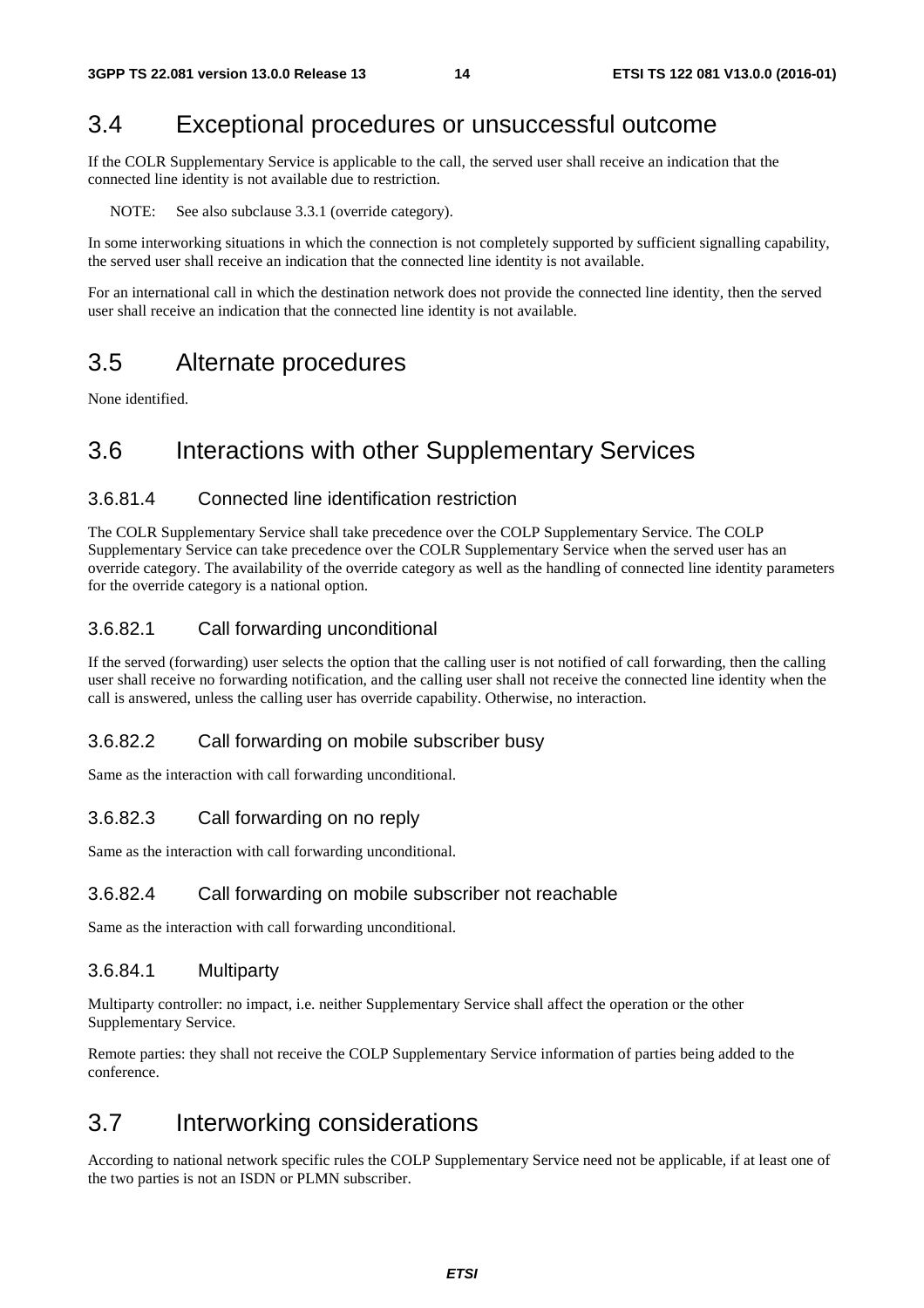## 3.4 Exceptional procedures or unsuccessful outcome

If the COLR Supplementary Service is applicable to the call, the served user shall receive an indication that the connected line identity is not available due to restriction.

NOTE: See also subclause 3.3.1 (override category).

In some interworking situations in which the connection is not completely supported by sufficient signalling capability, the served user shall receive an indication that the connected line identity is not available.

For an international call in which the destination network does not provide the connected line identity, then the served user shall receive an indication that the connected line identity is not available.

## 3.5 Alternate procedures

None identified.

## 3.6 Interactions with other Supplementary Services

### 3.6.81.4 Connected line identification restriction

The COLR Supplementary Service shall take precedence over the COLP Supplementary Service. The COLP Supplementary Service can take precedence over the COLR Supplementary Service when the served user has an override category. The availability of the override category as well as the handling of connected line identity parameters for the override category is a national option.

### 3.6.82.1 Call forwarding unconditional

If the served (forwarding) user selects the option that the calling user is not notified of call forwarding, then the calling user shall receive no forwarding notification, and the calling user shall not receive the connected line identity when the call is answered, unless the calling user has override capability. Otherwise, no interaction.

### 3.6.82.2 Call forwarding on mobile subscriber busy

Same as the interaction with call forwarding unconditional.

### 3.6.82.3 Call forwarding on no reply

Same as the interaction with call forwarding unconditional.

### 3.6.82.4 Call forwarding on mobile subscriber not reachable

Same as the interaction with call forwarding unconditional.

### 3.6.84.1 Multiparty

Multiparty controller: no impact, i.e. neither Supplementary Service shall affect the operation or the other Supplementary Service.

Remote parties: they shall not receive the COLP Supplementary Service information of parties being added to the conference.

## 3.7 Interworking considerations

According to national network specific rules the COLP Supplementary Service need not be applicable, if at least one of the two parties is not an ISDN or PLMN subscriber.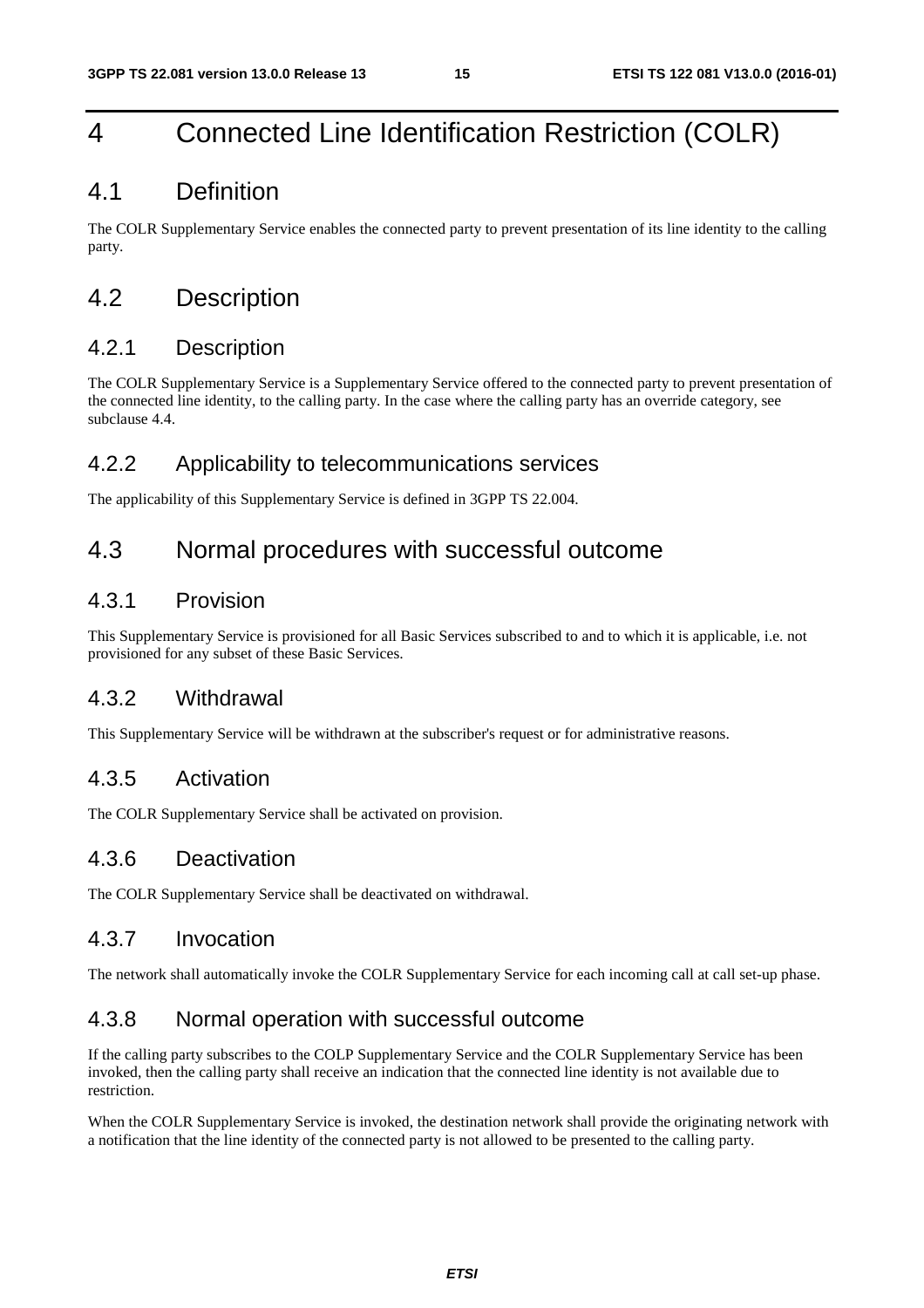# 4 Connected Line Identification Restriction (COLR)

## 4.1 Definition

The COLR Supplementary Service enables the connected party to prevent presentation of its line identity to the calling party.

## 4.2 Description

### 4.2.1 Description

The COLR Supplementary Service is a Supplementary Service offered to the connected party to prevent presentation of the connected line identity, to the calling party. In the case where the calling party has an override category, see subclause 4.4.

### 4.2.2 Applicability to telecommunications services

The applicability of this Supplementary Service is defined in 3GPP TS 22.004.

## 4.3 Normal procedures with successful outcome

### 4.3.1 Provision

This Supplementary Service is provisioned for all Basic Services subscribed to and to which it is applicable, i.e. not provisioned for any subset of these Basic Services.

### 4.3.2 Withdrawal

This Supplementary Service will be withdrawn at the subscriber's request or for administrative reasons.

### 4.3.5 Activation

The COLR Supplementary Service shall be activated on provision.

### 4.3.6 Deactivation

The COLR Supplementary Service shall be deactivated on withdrawal.

### 4.3.7 Invocation

The network shall automatically invoke the COLR Supplementary Service for each incoming call at call set-up phase.

### 4.3.8 Normal operation with successful outcome

If the calling party subscribes to the COLP Supplementary Service and the COLR Supplementary Service has been invoked, then the calling party shall receive an indication that the connected line identity is not available due to restriction.

When the COLR Supplementary Service is invoked, the destination network shall provide the originating network with a notification that the line identity of the connected party is not allowed to be presented to the calling party.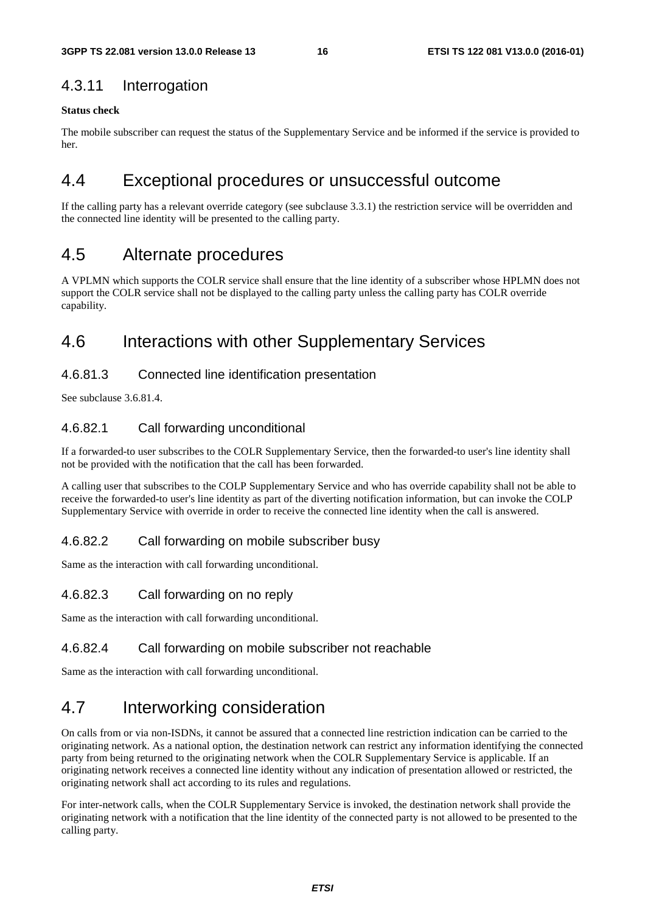### 4.3.11 Interrogation

**Status check**

The mobile subscriber can request the status of the Supplementary Service and be informed if the service is provided to her.

## 4.4 Exceptional procedures or unsuccessful outcome

If the calling party has a relevant override category (see subclause 3.3.1) the restriction service will be overridden and the connected line identity will be presented to the calling party.

## 4.5 Alternate procedures

A VPLMN which supports the COLR service shall ensure that the line identity of a subscriber whose HPLMN does not support the COLR service shall not be displayed to the calling party unless the calling party has COLR override capability.

## 4.6 Interactions with other Supplementary Services

#### 4.6.81.3 Connected line identification presentation

See subclause 3.6.81.4.

#### 4.6.82.1 Call forwarding unconditional

If a forwarded-to user subscribes to the COLR Supplementary Service, then the forwarded-to user's line identity shall not be provided with the notification that the call has been forwarded.

A calling user that subscribes to the COLP Supplementary Service and who has override capability shall not be able to receive the forwarded-to user's line identity as part of the diverting notification information, but can invoke the COLP Supplementary Service with override in order to receive the connected line identity when the call is answered.

#### 4.6.82.2 Call forwarding on mobile subscriber busy

Same as the interaction with call forwarding unconditional.

#### 4.6.82.3 Call forwarding on no reply

Same as the interaction with call forwarding unconditional.

#### 4.6.82.4 Call forwarding on mobile subscriber not reachable

Same as the interaction with call forwarding unconditional.

## 4.7 Interworking consideration

On calls from or via non-ISDNs, it cannot be assured that a connected line restriction indication can be carried to the originating network. As a national option, the destination network can restrict any information identifying the connected party from being returned to the originating network when the COLR Supplementary Service is applicable. If an originating network receives a connected line identity without any indication of presentation allowed or restricted, the originating network shall act according to its rules and regulations.

For inter-network calls, when the COLR Supplementary Service is invoked, the destination network shall provide the originating network with a notification that the line identity of the connected party is not allowed to be presented to the calling party.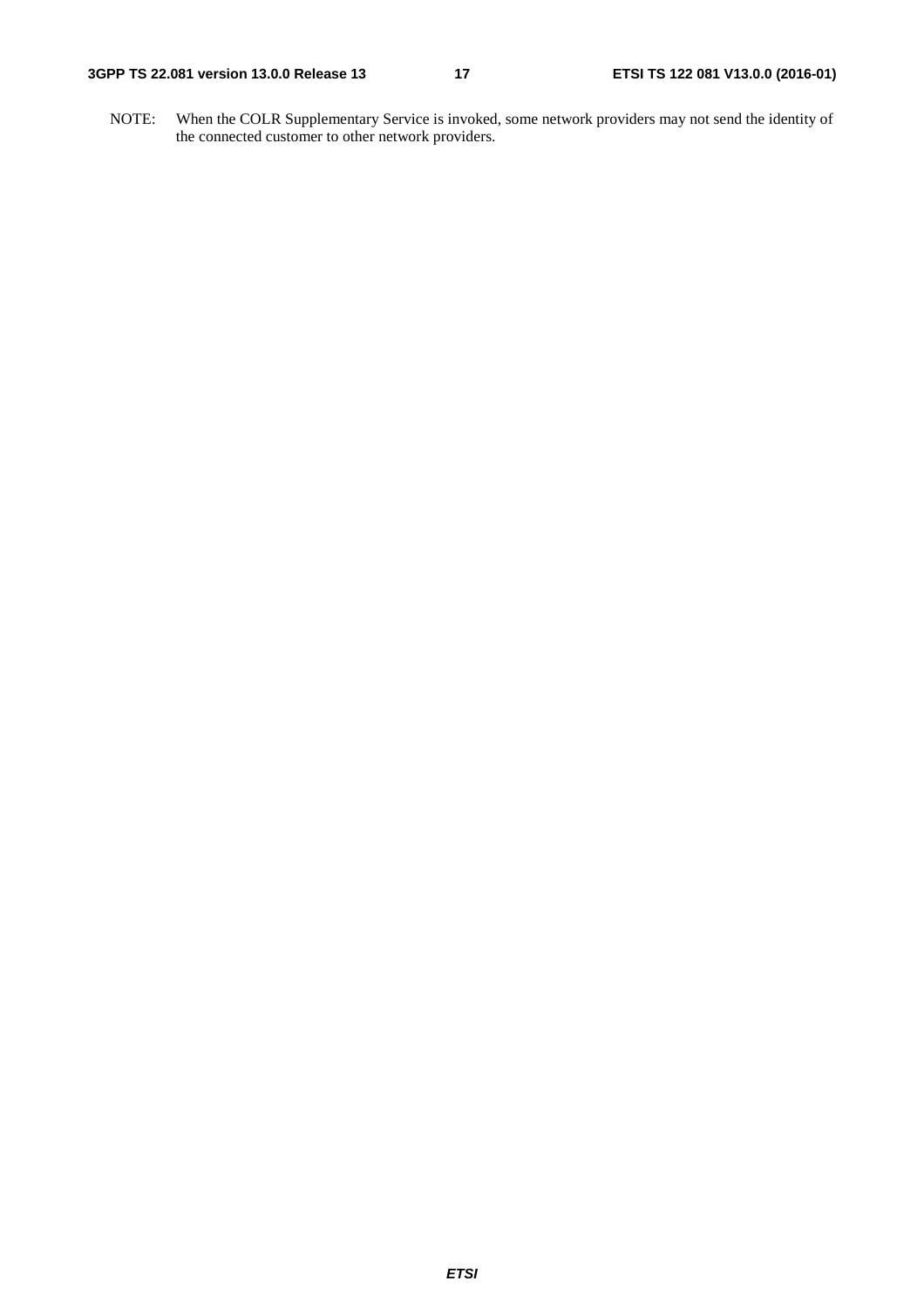NOTE: When the COLR Supplementary Service is invoked, some network providers may not send the identity of the connected customer to other network providers.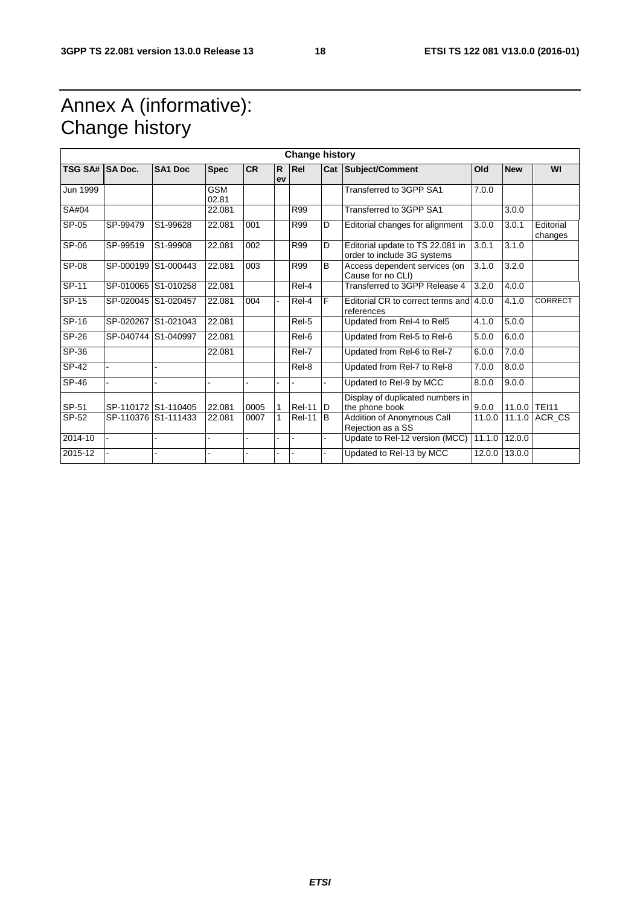# Annex A (informative): Change history

| Change history | | | | | | | | | | | |
|---|---|---|---|---|---|---|---|---|---|---|---|
| TSG SA# | SA Doc. | SA1 Doc | Spec | CR | Rev | Rel | Cat | Subject/Comment | Old | New | WI |
| Jun 1999 | | | GSM 02.81 | | | | | Transferred to 3GPP SA1 | 7.0.0 | | |
| SA#04 | | | 22.081 | | | R99 | | Transferred to 3GPP SA1 | | 3.0.0 | |
| SP-05 | SP-99479 | S1-99628 | 22.081 | 001 | | R99 | D | Editorial changes for alignment | 3.0.0 | 3.0.1 | Editorial changes |
| SP-06 | SP-99519 | S1-99908 | 22.081 | 002 | | R99 | D | Editorial update to TS 22.081 in order to include 3G systems | 3.0.1 | 3.1.0 | |
| SP-08 | SP-000199 | S1-000443 | 22.081 | 003 | | R99 | B | Access dependent services (on Cause for no CLI) | 3.1.0 | 3.2.0 | |
| SP-11 | SP-010065 | S1-010258 | 22.081 | | | Rel-4 | | Transferred to 3GPP Release 4 | 3.2.0 | 4.0.0 | |
| SP-15 | SP-020045 | S1-020457 | 22.081 | 004 | - | Rel-4 | F | Editorial CR to correct terms and references | 4.0.0 | 4.1.0 | CORRECT |
| SP-16 | SP-020267 | S1-021043 | 22.081 | | | Rel-5 | | Updated from Rel-4 to Rel5 | 4.1.0 | 5.0.0 | |
| SP-26 | SP-040744 | S1-040997 | 22.081 | | | Rel-6 | | Updated from Rel-5 to Rel-6 | 5.0.0 | 6.0.0 | |
| SP-36 | | | 22.081 | | | Rel-7 | | Updated from Rel-6 to Rel-7 | 6.0.0 | 7.0.0 | |
| SP-42 | - | - | | | | Rel-8 | | Updated from Rel-7 to Rel-8 | 7.0.0 | 8.0.0 | |
| SP-46 | - | - | - | - | - | - | - | Updated to Rel-9 by MCC | 8.0.0 | 9.0.0 | |
| SP-51 | SP-110172 | S1-110405 | 22.081 | 0005 | 1 | Rel-11 | D | Display of duplicated numbers in the phone book | 9.0.0 | 11.0.0 | TEI11 |
| SP-52 | SP-110376 | S1-111433 | 22.081 | 0007 | 1 | Rel-11 | B | Addition of Anonymous Call Rejection as a SS | 11.0.0 | 11.1.0 | ACR_CS |
| 2014-10 | - | - | - | - | - | - | - | Update to Rel-12 version (MCC) | 11.1.0 | 12.0.0 | |
| 2015-12 | - | - | - | - | - | - | - | Updated to Rel-13 by MCC | 12.0.0 | 13.0.0 | |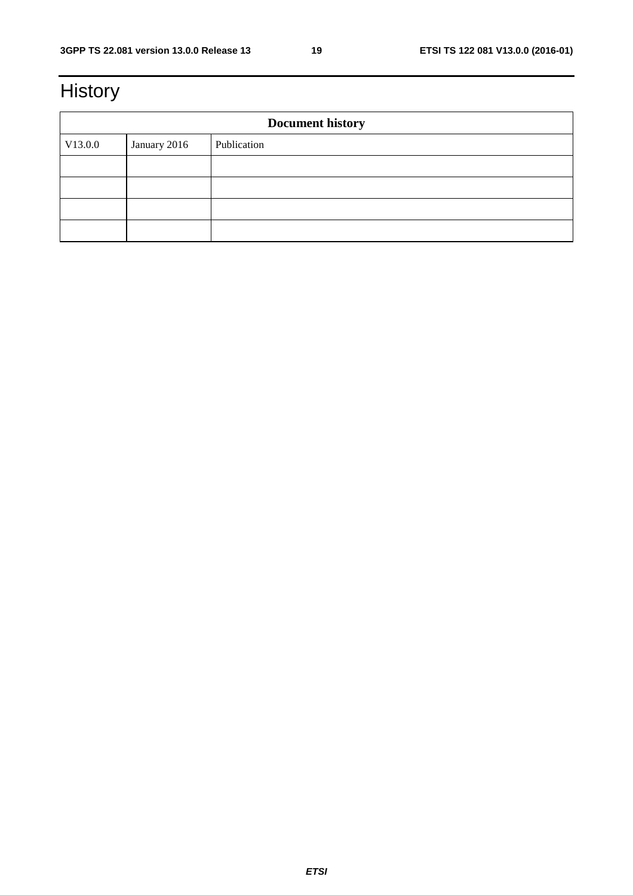# History

| Document history | | |
|---|---|---|
| V13.0.0 | January 2016 | Publication |
| | | |
| | | |
| | | |
| | | |